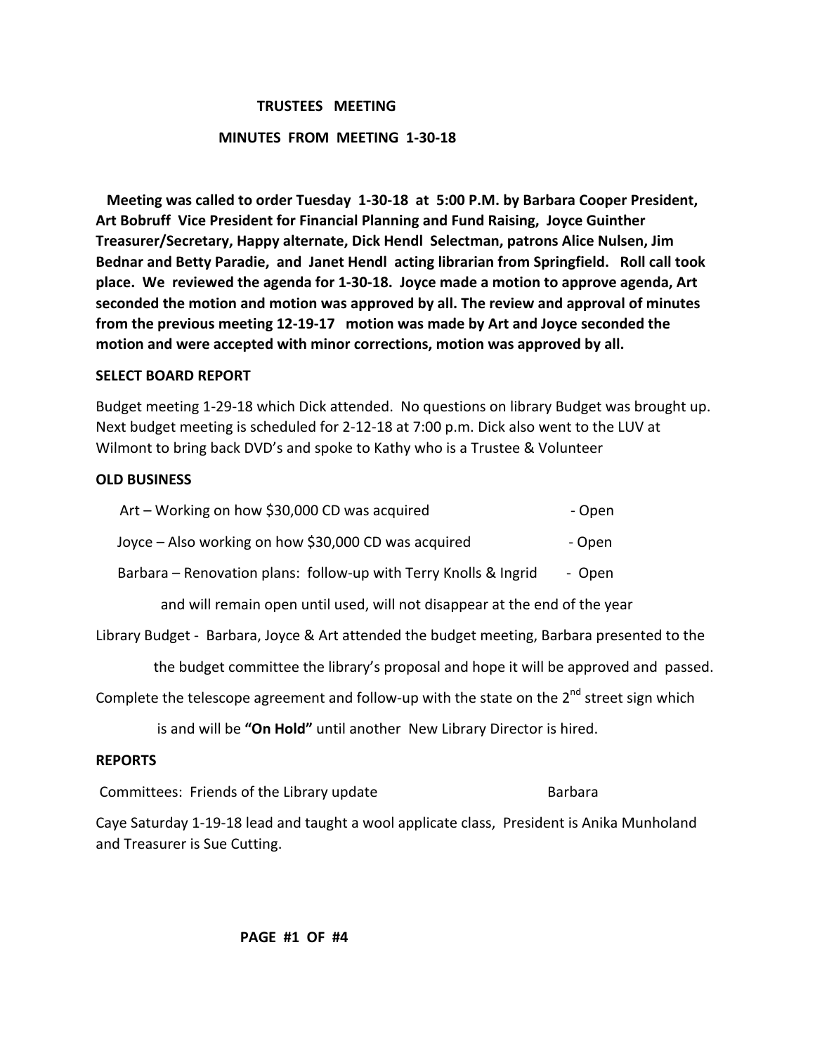## TRUSTEES MEETING

## MINUTES FROM MEETING 1-30-18

**Meeting was called to order Tuesday 1-30-18 at 5:00 P.M. by Barbara Cooper President, Art Bobruff Vice President for Financial Planning and Fund Raising, Joyce Guinther Treasurer/Secretary, Happy alternate, Dick Hendl Selectman, patrons Alice Nulsen, Jim Bednar and Betty Paradie, and Janet Hendl acting librarian from Springfield. Roll call took place. We reviewed the agenda for 1-30-18. Joyce made a motion to approve agenda, Art seconded the motion and motion was approved by all. The review and approval of minutes from the previous meeting 12-19-17 motion was made by Art and Joyce seconded the motion and were accepted with minor corrections, motion was approved by all.**

**SELECT BOARD REPORT**

Budget meeting 1-29-18 which Dick attended. No questions on library Budget was brought up. Next budget meeting is scheduled for 2-12-18 at 7:00 p.m. Dick also went to the LUV at Wilmont to bring back DVD's and spoke to Kathy who is a Trustee & Volunteer

**OLD BUSINESS**

Art – Working on how $30,000 CD was acquired - Open

Joyce – Also working on how $30,000 CD was acquired - Open

Barbara – Renovation plans: follow-up with Terry Knolls & Ingrid - Open

and will remain open until used, will not disappear at the end of the year

Library Budget - Barbara, Joyce & Art attended the budget meeting, Barbara presented to the the budget committee the library's proposal and hope it will be approved and passed.

Complete the telescope agreement and follow-up with the state on the 2nd street sign which is and will be **"On Hold"** until another New Library Director is hired.

**REPORTS**

Committees: Friends of the Library update Barbara

Caye Saturday 1-19-18 lead and taught a wool applicate class, President is Anika Munholand and Treasurer is Sue Cutting.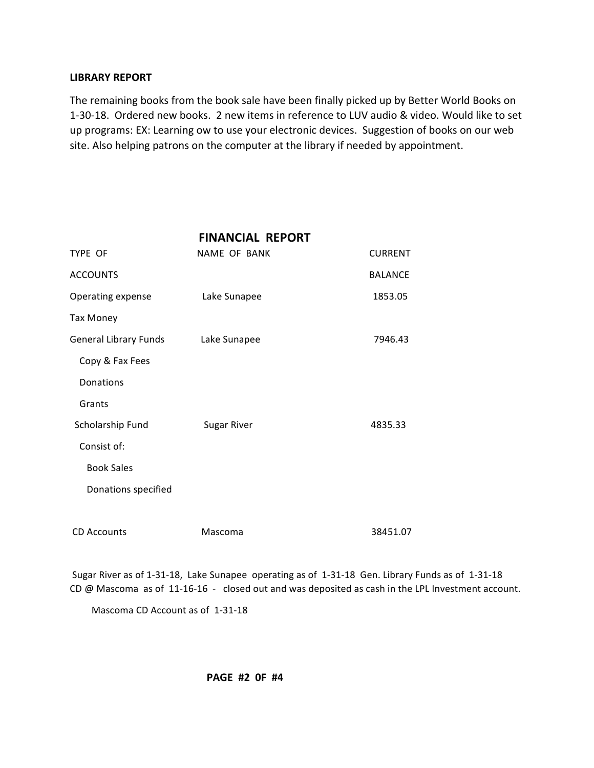**LIBRARY REPORT**

The remaining books from the book sale have been finally picked up by Better World Books on 1-30-18. Ordered new books. 2 new items in reference to LUV audio & video. Would like to set up programs: EX: Learning ow to use your electronic devices. Suggestion of books on our web site. Also helping patrons on the computer at the library if needed by appointment.

## FINANCIAL REPORT

| TYPE OF ACCOUNTS | NAME OF BANK | CURRENT BALANCE |
|---|---|---|
| Operating expense | Lake Sunapee | 1853.05 |
| Tax Money | | |
| General Library Funds | Lake Sunapee | 7946.43 |
| Copy & Fax Fees | | |
| Donations | | |
| Grants | | |
| Scholarship Fund | Sugar River | 4835.33 |
| Consist of: | | |
| Book Sales | | |
| Donations specified | | |
| CD Accounts | Mascoma | 38451.07 |

Sugar River as of 1-31-18, Lake Sunapee operating as of 1-31-18 Gen. Library Funds as of 1-31-18
CD @ Mascoma as of 11-16-16 - closed out and was deposited as cash in the LPL Investment account.

Mascoma CD Account as of 1-31-18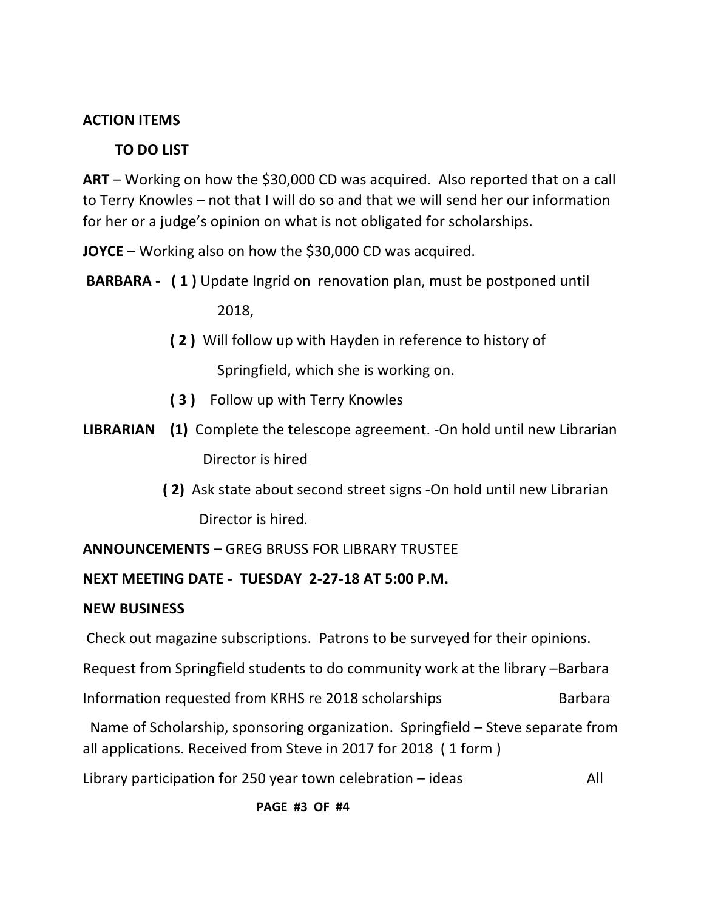**ACTION ITEMS**

**TO DO LIST**

**ART** – Working on how the $30,000 CD was acquired. Also reported that on a call to Terry Knowles – not that I will do so and that we will send her our information for her or a judge's opinion on what is not obligated for scholarships.

**JOYCE –** Working also on how the $30,000 CD was acquired.

**BARBARA - ( 1 )** Update Ingrid on renovation plan, must be postponed until 2018,

**( 2 )** Will follow up with Hayden in reference to history of Springfield, which she is working on.

**( 3 )** Follow up with Terry Knowles

**LIBRARIAN (1)** Complete the telescope agreement. -On hold until new Librarian Director is hired

**( 2)** Ask state about second street signs -On hold until new Librarian Director is hired.

**ANNOUNCEMENTS –** GREG BRUSS FOR LIBRARY TRUSTEE

**NEXT MEETING DATE - TUESDAY 2-27-18 AT 5:00 P.M.**

**NEW BUSINESS**

Check out magazine subscriptions. Patrons to be surveyed for their opinions.

Request from Springfield students to do community work at the library –Barbara

Information requested from KRHS re 2018 scholarships Barbara

Name of Scholarship, sponsoring organization. Springfield – Steve separate from all applications. Received from Steve in 2017 for 2018 ( 1 form )

Library participation for 250 year town celebration – ideas All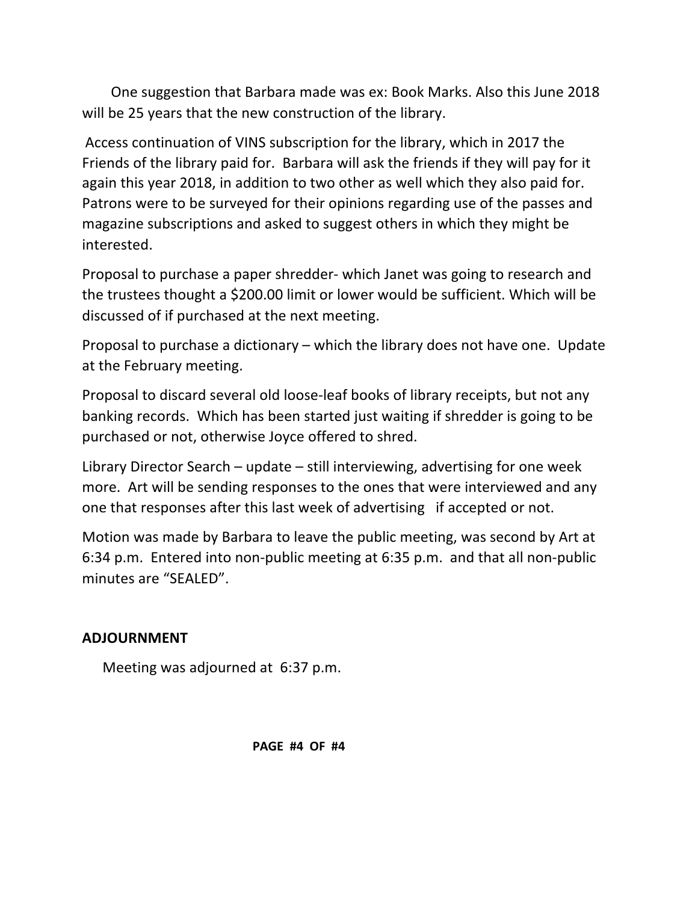One suggestion that Barbara made was ex: Book Marks. Also this June 2018 will be 25 years that the new construction of the library.

Access continuation of VINS subscription for the library, which in 2017 the Friends of the library paid for. Barbara will ask the friends if they will pay for it again this year 2018, in addition to two other as well which they also paid for. Patrons were to be surveyed for their opinions regarding use of the passes and magazine subscriptions and asked to suggest others in which they might be interested.

Proposal to purchase a paper shredder- which Janet was going to research and the trustees thought a $200.00 limit or lower would be sufficient. Which will be discussed of if purchased at the next meeting.

Proposal to purchase a dictionary – which the library does not have one. Update at the February meeting.

Proposal to discard several old loose-leaf books of library receipts, but not any banking records. Which has been started just waiting if shredder is going to be purchased or not, otherwise Joyce offered to shred.

Library Director Search – update – still interviewing, advertising for one week more. Art will be sending responses to the ones that were interviewed and any one that responses after this last week of advertising if accepted or not.

Motion was made by Barbara to leave the public meeting, was second by Art at 6:34 p.m. Entered into non-public meeting at 6:35 p.m. and that all non-public minutes are "SEALED".

**ADJOURNMENT**

Meeting was adjourned at 6:37 p.m.